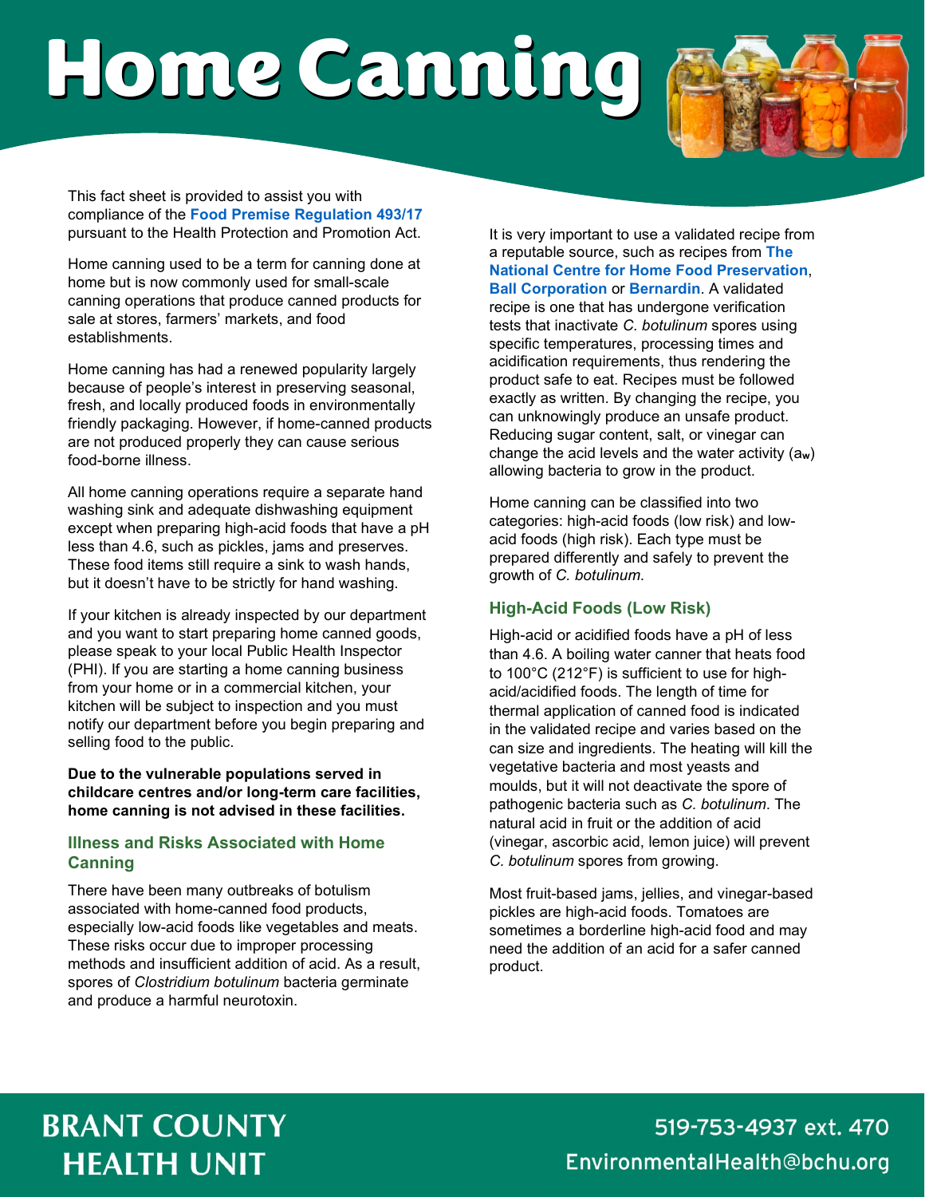# Home Canning

This fact sheet is provided to assist you with compliance of the **Food Premise Regulation 493/17** pursuant to the Health Protection and Promotion Act.

Home canning used to be a term for canning done at home but is now commonly used for small-scale canning operations that produce canned products for sale at stores, farmers' markets, and food establishments.

Home canning has had a renewed popularity largely because of people's interest in preserving seasonal, fresh, and locally produced foods in environmentally friendly packaging. However, if home-canned products are not produced properly they can cause serious food-borne illness.

All home canning operations require a separate hand washing sink and adequate dishwashing equipment except when preparing high-acid foods that have a pH less than 4.6, such as pickles, jams and preserves. These food items still require a sink to wash hands, but it doesn't have to be strictly for hand washing.

If your kitchen is already inspected by our department and you want to start preparing home canned goods, please speak to your local Public Health Inspector (PHI). If you are starting a home canning business from your home or in a commercial kitchen, your kitchen will be subject to inspection and you must notify our department before you begin preparing and selling food to the public.

**Due to the vulnerable populations served in childcare centres and/or long-term care facilities, home canning is not advised in these facilities.**

## Illness and Risks Associated with Home Canning

There have been many outbreaks of botulism associated with home-canned food products, especially low-acid foods like vegetables and meats. These risks occur due to improper processing methods and insufficient addition of acid. As a result, spores of *Clostridium botulinum* bacteria germinate and produce a harmful neurotoxin.

It is very important to use a validated recipe from a reputable source, such as recipes from **The National Centre for Home Food Preservation**, **Ball Corporation** or **Bernardin**. A validated recipe is one that has undergone verification tests that inactivate *C. botulinum* spores using specific temperatures, processing times and acidification requirements, thus rendering the product safe to eat. Recipes must be followed exactly as written. By changing the recipe, you can unknowingly produce an unsafe product. Reducing sugar content, salt, or vinegar can change the acid levels and the water activity ($a_w$) allowing bacteria to grow in the product.

Home canning can be classified into two categories: high-acid foods (low risk) and low-acid foods (high risk). Each type must be prepared differently and safely to prevent the growth of *C. botulinum*.

## High-Acid Foods (Low Risk)

High-acid or acidified foods have a pH of less than 4.6. A boiling water canner that heats food to 100°C (212°F) is sufficient to use for high-acid/acidified foods. The length of time for thermal application of canned food is indicated in the validated recipe and varies based on the can size and ingredients. The heating will kill the vegetative bacteria and most yeasts and moulds, but it will not deactivate the spore of pathogenic bacteria such as *C. botulinum*. The natural acid in fruit or the addition of acid (vinegar, ascorbic acid, lemon juice) will prevent *C. botulinum* spores from growing.

Most fruit-based jams, jellies, and vinegar-based pickles are high-acid foods. Tomatoes are sometimes a borderline high-acid food and may need the addition of an acid for a safer canned product.

**BRANT COUNTY HEALTH UNIT**

519-753-4937 ext. 470
EnvironmentalHealth@bchu.org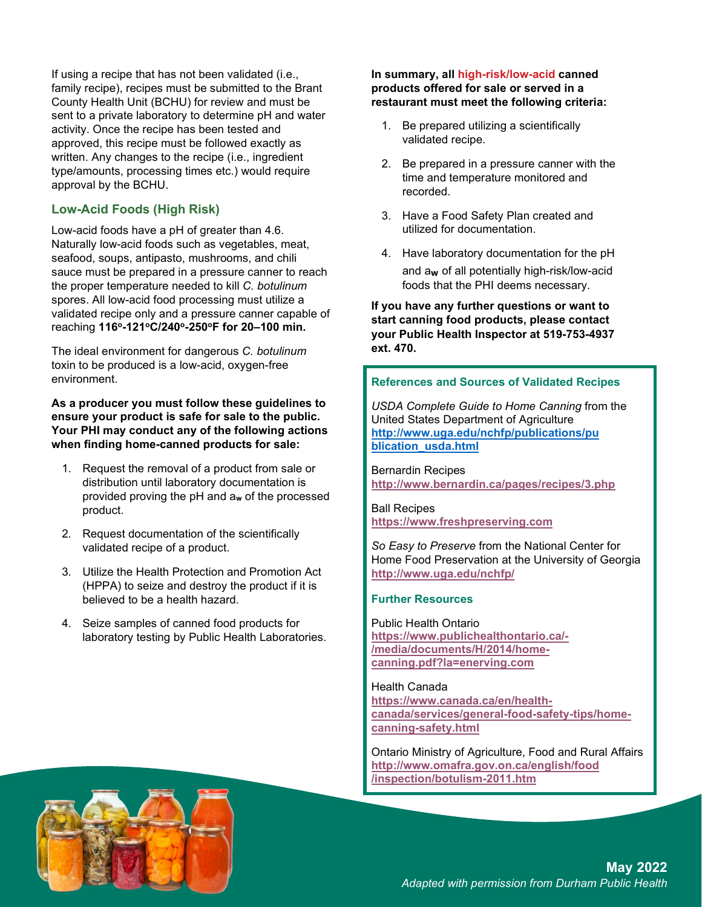If using a recipe that has not been validated (i.e., family recipe), recipes must be submitted to the Brant County Health Unit (BCHU) for review and must be sent to a private laboratory to determine pH and water activity. Once the recipe has been tested and approved, this recipe must be followed exactly as written. Any changes to the recipe (i.e., ingredient type/amounts, processing times etc.) would require approval by the BCHU.

### Low-Acid Foods (High Risk)

Low-acid foods have a pH of greater than 4.6. Naturally low-acid foods such as vegetables, meat, seafood, soups, antipasto, mushrooms, and chili sauce must be prepared in a pressure canner to reach the proper temperature needed to kill *C. botulinum* spores. All low-acid food processing must utilize a validated recipe only and a pressure canner capable of reaching **116º-121ºC/240º-250ºF for 20–100 min.**

The ideal environment for dangerous *C. botulinum* toxin to be produced is a low-acid, oxygen-free environment.

**As a producer you must follow these guidelines to ensure your product is safe for sale to the public. Your PHI may conduct any of the following actions when finding home-canned products for sale:**

1. Request the removal of a product from sale or distribution until laboratory documentation is provided proving the pH and $a_w$ of the processed product.
2. Request documentation of the scientifically validated recipe of a product.
3. Utilize the Health Protection and Promotion Act (HPPA) to seize and destroy the product if it is believed to be a health hazard.
4. Seize samples of canned food products for laboratory testing by Public Health Laboratories.

**In summary, all high-risk/low-acid canned products offered for sale or served in a restaurant must meet the following criteria:**

1. Be prepared utilizing a scientifically validated recipe.
2. Be prepared in a pressure canner with the time and temperature monitored and recorded.
3. Have a Food Safety Plan created and utilized for documentation.
4. Have laboratory documentation for the pH and $a_w$ of all potentially high-risk/low-acid foods that the PHI deems necessary.

**If you have any further questions or want to start canning food products, please contact your Public Health Inspector at 519-753-4937 ext. 470.**

### References and Sources of Validated Recipes

*USDA Complete Guide to Home Canning* from the United States Department of Agriculture
http://www.uga.edu/nchfp/publications/publication_usda.html

Bernardin Recipes
http://www.bernardin.ca/pages/recipes/3.php

Ball Recipes
https://www.freshpreserving.com

*So Easy to Preserve* from the National Center for Home Food Preservation at the University of Georgia
http://www.uga.edu/nchfp/

### Further Resources

Public Health Ontario
https://www.publichealthontario.ca/-/media/documents/H/2014/home-canning.pdf?la=enerving.com

Health Canada
https://www.canada.ca/en/health-canada/services/general-food-safety-tips/home-canning-safety.html

Ontario Ministry of Agriculture, Food and Rural Affairs
http://www.omafra.gov.on.ca/english/food/inspection/botulism-2011.htm

**May 2022**
*Adapted with permission from Durham Public Health*